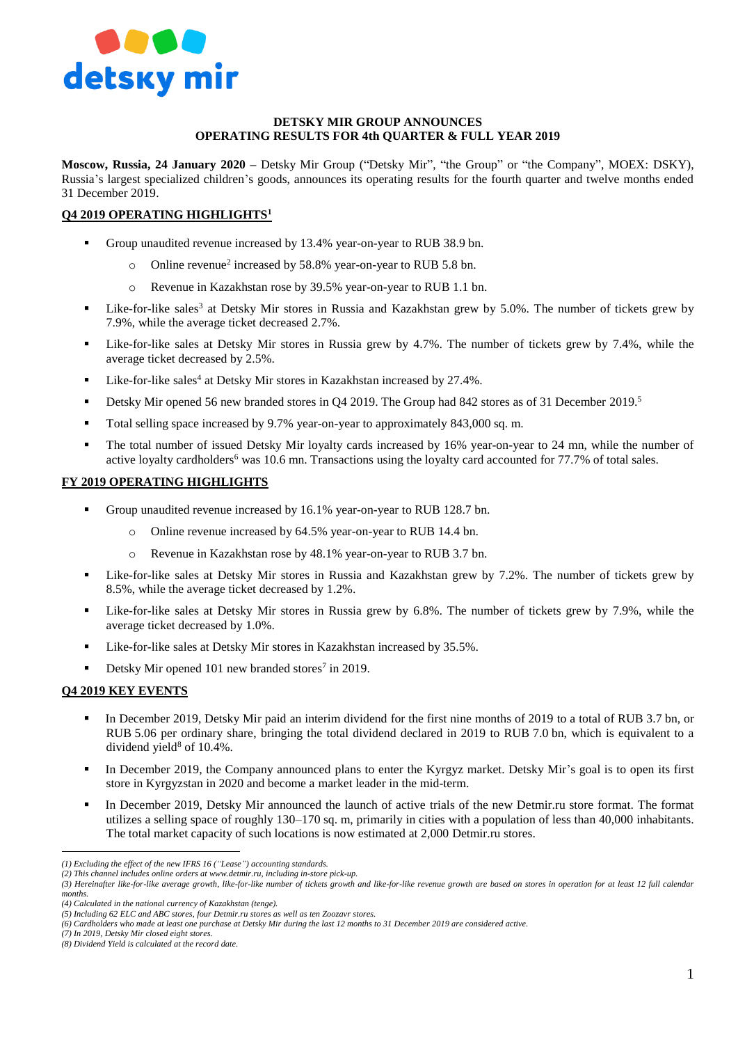**DETSKY MIR GROUP ANNOUNCES**
**OPERATING RESULTS FOR 4th QUARTER & FULL YEAR 2019**

**Moscow, Russia, 24 January 2020 –** Detsky Mir Group ("Detsky Mir", "the Group" or "the Company", MOEX: DSKY), Russia's largest specialized children's goods, announces its operating results for the fourth quarter and twelve months ended 31 December 2019.

## Q4 2019 OPERATING HIGHLIGHTS[1]

- Group unaudited revenue increased by 13.4% year-on-year to RUB 38.9 bn.
  - Online revenue[2] increased by 58.8% year-on-year to RUB 5.8 bn.
  - Revenue in Kazakhstan rose by 39.5% year-on-year to RUB 1.1 bn.
- Like-for-like sales[3] at Detsky Mir stores in Russia and Kazakhstan grew by 5.0%. The number of tickets grew by 7.9%, while the average ticket decreased 2.7%.
- Like-for-like sales at Detsky Mir stores in Russia grew by 4.7%. The number of tickets grew by 7.4%, while the average ticket decreased by 2.5%.
- Like-for-like sales[4] at Detsky Mir stores in Kazakhstan increased by 27.4%.
- Detsky Mir opened 56 new branded stores in Q4 2019. The Group had 842 stores as of 31 December 2019.[5]
- Total selling space increased by 9.7% year-on-year to approximately 843,000 sq. m.
- The total number of issued Detsky Mir loyalty cards increased by 16% year-on-year to 24 mn, while the number of active loyalty cardholders[6] was 10.6 mn. Transactions using the loyalty card accounted for 77.7% of total sales.

## FY 2019 OPERATING HIGHLIGHTS

- Group unaudited revenue increased by 16.1% year-on-year to RUB 128.7 bn.
  - Online revenue increased by 64.5% year-on-year to RUB 14.4 bn.
  - Revenue in Kazakhstan rose by 48.1% year-on-year to RUB 3.7 bn.
- Like-for-like sales at Detsky Mir stores in Russia and Kazakhstan grew by 7.2%. The number of tickets grew by 8.5%, while the average ticket decreased by 1.2%.
- Like-for-like sales at Detsky Mir stores in Russia grew by 6.8%. The number of tickets grew by 7.9%, while the average ticket decreased by 1.0%.
- Like-for-like sales at Detsky Mir stores in Kazakhstan increased by 35.5%.
- Detsky Mir opened 101 new branded stores[7] in 2019.

## Q4 2019 KEY EVENTS

- In December 2019, Detsky Mir paid an interim dividend for the first nine months of 2019 to a total of RUB 3.7 bn, or RUB 5.06 per ordinary share, bringing the total dividend declared in 2019 to RUB 7.0 bn, which is equivalent to a dividend yield[8] of 10.4%.
- In December 2019, the Company announced plans to enter the Kyrgyz market. Detsky Mir's goal is to open its first store in Kyrgyzstan in 2020 and become a market leader in the mid-term.
- In December 2019, Detsky Mir announced the launch of active trials of the new Detmir.ru store format. The format utilizes a selling space of roughly 130–170 sq. m, primarily in cities with a population of less than 40,000 inhabitants. The total market capacity of such locations is now estimated at 2,000 Detmir.ru stores.

---

*(1) Excluding the effect of the new IFRS 16 ("Lease") accounting standards.*
*(2) This channel includes online orders at www.detmir.ru, including in-store pick-up.*
*(3) Hereinafter like-for-like average growth, like-for-like number of tickets growth and like-for-like revenue growth are based on stores in operation for at least 12 full calendar months.*
*(4) Calculated in the national currency of Kazakhstan (tenge).*
*(5) Including 62 ELC and ABC stores, four Detmir.ru stores as well as ten Zoozavr stores.*
*(6) Cardholders who made at least one purchase at Detsky Mir during the last 12 months to 31 December 2019 are considered active.*
*(7) In 2019, Detsky Mir closed eight stores.*
*(8) Dividend Yield is calculated at the record date.*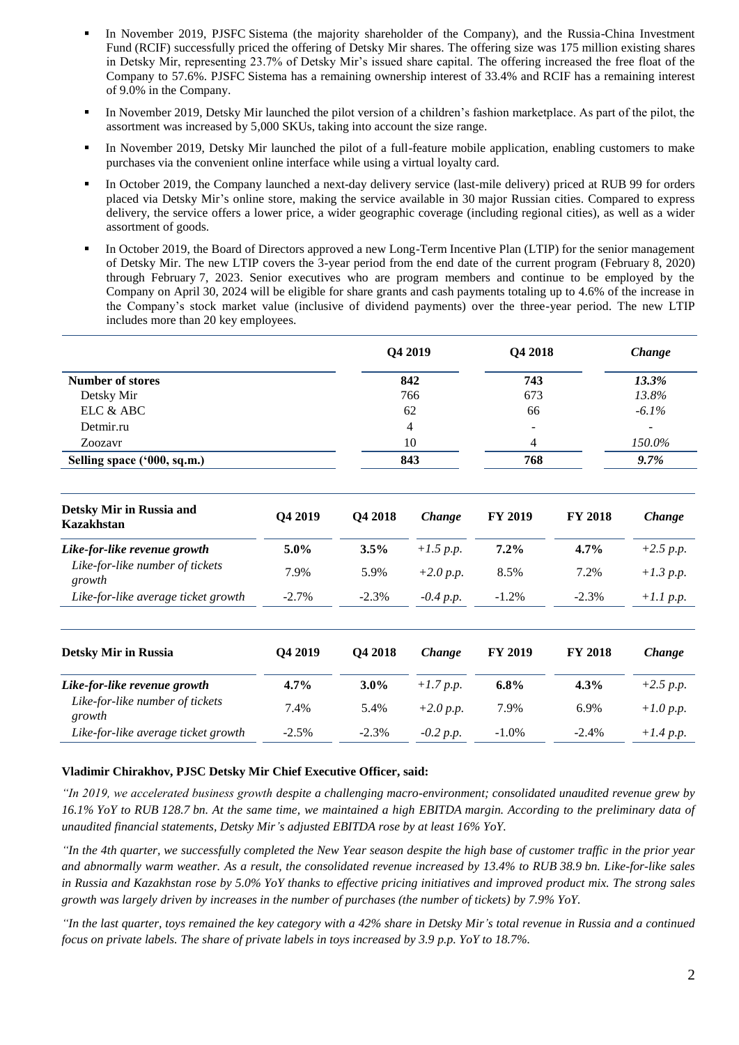- In November 2019, PJSFC Sistema (the majority shareholder of the Company), and the Russia-China Investment Fund (RCIF) successfully priced the offering of Detsky Mir shares. The offering size was 175 million existing shares in Detsky Mir, representing 23.7% of Detsky Mir's issued share capital. The offering increased the free float of the Company to 57.6%. PJSFC Sistema has a remaining ownership interest of 33.4% and RCIF has a remaining interest of 9.0% in the Company.
- In November 2019, Detsky Mir launched the pilot version of a children's fashion marketplace. As part of the pilot, the assortment was increased by 5,000 SKUs, taking into account the size range.
- In November 2019, Detsky Mir launched the pilot of a full-feature mobile application, enabling customers to make purchases via the convenient online interface while using a virtual loyalty card.
- In October 2019, the Company launched a next-day delivery service (last-mile delivery) priced at RUB 99 for orders placed via Detsky Mir's online store, making the service available in 30 major Russian cities. Compared to express delivery, the service offers a lower price, a wider geographic coverage (including regional cities), as well as a wider assortment of goods.
- In October 2019, the Board of Directors approved a new Long-Term Incentive Plan (LTIP) for the senior management of Detsky Mir. The new LTIP covers the 3-year period from the end date of the current program (February 8, 2020) through February 7, 2023. Senior executives who are program members and continue to be employed by the Company on April 30, 2024 will be eligible for share grants and cash payments totaling up to 4.6% of the increase in the Company's stock market value (inclusive of dividend payments) over the three-year period. The new LTIP includes more than 20 key employees.

| | Q4 2019 | Q4 2018 | *Change* |
|---|---|---|---|
| **Number of stores** | **842** | **743** | ***13.3%*** |
| Detsky Mir | 766 | 673 | *13.8%* |
| ELC & ABC | 62 | 66 | *-6.1%* |
| Detmir.ru | 4 | - | - |
| Zoozavr | 10 | 4 | *150.0%* |
| **Selling space ('000, sq.m.)** | **843** | **768** | ***9.7%*** |

| Detsky Mir in Russia and Kazakhstan | Q4 2019 | Q4 2018 | *Change* | FY 2019 | FY 2018 | *Change* |
|---|---|---|---|---|---|---|
| ***Like-for-like revenue growth*** | **5.0%** | **3.5%** | *+1.5 p.p.* | **7.2%** | **4.7%** | *+2.5 p.p.* |
| *Like-for-like number of tickets growth* | 7.9% | 5.9% | *+2.0 p.p.* | 8.5% | 7.2% | *+1.3 p.p.* |
| *Like-for-like average ticket growth* | -2.7% | -2.3% | *-0.4 p.p.* | -1.2% | -2.3% | *+1.1 p.p.* |

| Detsky Mir in Russia | Q4 2019 | Q4 2018 | *Change* | FY 2019 | FY 2018 | *Change* |
|---|---|---|---|---|---|---|
| ***Like-for-like revenue growth*** | **4.7%** | **3.0%** | *+1.7 p.p.* | **6.8%** | **4.3%** | *+2.5 p.p.* |
| *Like-for-like number of tickets growth* | 7.4% | 5.4% | *+2.0 p.p.* | 7.9% | 6.9% | *+1.0 p.p.* |
| *Like-for-like average ticket growth* | -2.5% | -2.3% | *-0.2 p.p.* | -1.0% | -2.4% | *+1.4 p.p.* |

**Vladimir Chirakhov, PJSC Detsky Mir Chief Executive Officer, said:**

*"In 2019, we accelerated business growth despite a challenging macro-environment; consolidated unaudited revenue grew by 16.1% YoY to RUB 128.7 bn. At the same time, we maintained a high EBITDA margin. According to the preliminary data of unaudited financial statements, Detsky Mir's adjusted EBITDA rose by at least 16% YoY.*

*"In the 4th quarter, we successfully completed the New Year season despite the high base of customer traffic in the prior year and abnormally warm weather. As a result, the consolidated revenue increased by 13.4% to RUB 38.9 bn. Like-for-like sales in Russia and Kazakhstan rose by 5.0% YoY thanks to effective pricing initiatives and improved product mix. The strong sales growth was largely driven by increases in the number of purchases (the number of tickets) by 7.9% YoY.*

*"In the last quarter, toys remained the key category with a 42% share in Detsky Mir's total revenue in Russia and a continued focus on private labels. The share of private labels in toys increased by 3.9 p.p. YoY to 18.7%.*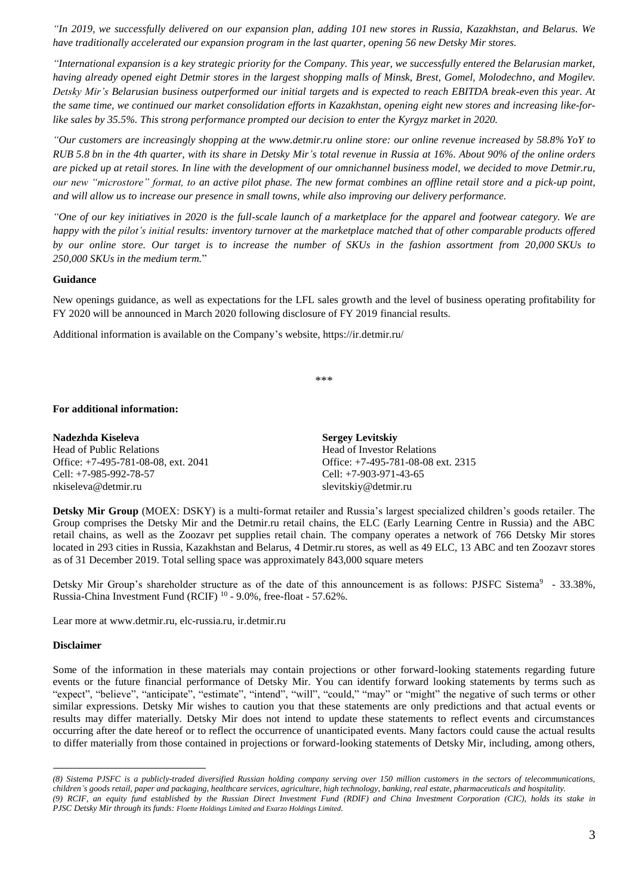*"In 2019, we successfully delivered on our expansion plan, adding 101 new stores in Russia, Kazakhstan, and Belarus. We have traditionally accelerated our expansion program in the last quarter, opening 56 new Detsky Mir stores.*

*"International expansion is a key strategic priority for the Company. This year, we successfully entered the Belarusian market, having already opened eight Detmir stores in the largest shopping malls of Minsk, Brest, Gomel, Molodechno, and Mogilev. Detsky Mir's Belarusian business outperformed our initial targets and is expected to reach EBITDA break-even this year. At the same time, we continued our market consolidation efforts in Kazakhstan, opening eight new stores and increasing like-for-like sales by 35.5%. This strong performance prompted our decision to enter the Kyrgyz market in 2020.*

*"Our customers are increasingly shopping at the www.detmir.ru online store: our online revenue increased by 58.8% YoY to RUB 5.8 bn in the 4th quarter, with its share in Detsky Mir's total revenue in Russia at 16%. About 90% of the online orders are picked up at retail stores. In line with the development of our omnichannel business model, we decided to move Detmir.ru, our new "microstore" format, to an active pilot phase. The new format combines an offline retail store and a pick-up point, and will allow us to increase our presence in small towns, while also improving our delivery performance.*

*"One of our key initiatives in 2020 is the full-scale launch of a marketplace for the apparel and footwear category. We are happy with the pilot's initial results: inventory turnover at the marketplace matched that of other comparable products offered by our online store. Our target is to increase the number of SKUs in the fashion assortment from 20,000 SKUs to 250,000 SKUs in the medium term.*"

**Guidance**

New openings guidance, as well as expectations for the LFL sales growth and the level of business operating profitability for FY 2020 will be announced in March 2020 following disclosure of FY 2019 financial results.

Additional information is available on the Company's website, https://ir.detmir.ru/

\*\*\*

**For additional information:**

**Nadezhda Kiseleva**
Head of Public Relations
Office: +7-495-781-08-08, ext. 2041
Cell: +7-985-992-78-57
nkiseleva@detmir.ru

**Sergey Levitskiy**
Head of Investor Relations
Office: +7-495-781-08-08 ext. 2315
Cell: +7-903-971-43-65
slevitskiy@detmir.ru

**Detsky Mir Group** (MOEX: DSKY) is a multi-format retailer and Russia's largest specialized children's goods retailer. The Group comprises the Detsky Mir and the Detmir.ru retail chains, the ELC (Early Learning Centre in Russia) and the ABC retail chains, as well as the Zoozavr pet supplies retail chain. The company operates a network of 766 Detsky Mir stores located in 293 cities in Russia, Kazakhstan and Belarus, 4 Detmir.ru stores, as well as 49 ELC, 13 ABC and ten Zoozavr stores as of 31 December 2019. Total selling space was approximately 843,000 square meters

Detsky Mir Group's shareholder structure as of the date of this announcement is as follows: PJSFC Sistema[9] - 33.38%, Russia-China Investment Fund (RCIF) [10] - 9.0%, free-float - 57.62%.

Lear more at www.detmir.ru, elc-russia.ru, ir.detmir.ru

**Disclaimer**

Some of the information in these materials may contain projections or other forward-looking statements regarding future events or the future financial performance of Detsky Mir. You can identify forward looking statements by terms such as "expect", "believe", "anticipate", "estimate", "intend", "will", "could," "may" or "might" the negative of such terms or other similar expressions. Detsky Mir wishes to caution you that these statements are only predictions and that actual events or results may differ materially. Detsky Mir does not intend to update these statements to reflect events and circumstances occurring after the date hereof or to reflect the occurrence of unanticipated events. Many factors could cause the actual results to differ materially from those contained in projections or forward-looking statements of Detsky Mir, including, among others,

*(8) Sistema PJSFC is a publicly-traded diversified Russian holding company serving over 150 million customers in the sectors of telecommunications, children's goods retail, paper and packaging, healthcare services, agriculture, high technology, banking, real estate, pharmaceuticals and hospitality.*
*(9) RCIF, an equity fund established by the Russian Direct Investment Fund (RDIF) and China Investment Corporation (CIC), holds its stake in PJSC Detsky Mir through its funds: Floette Holdings Limited and Exarzo Holdings Limited.*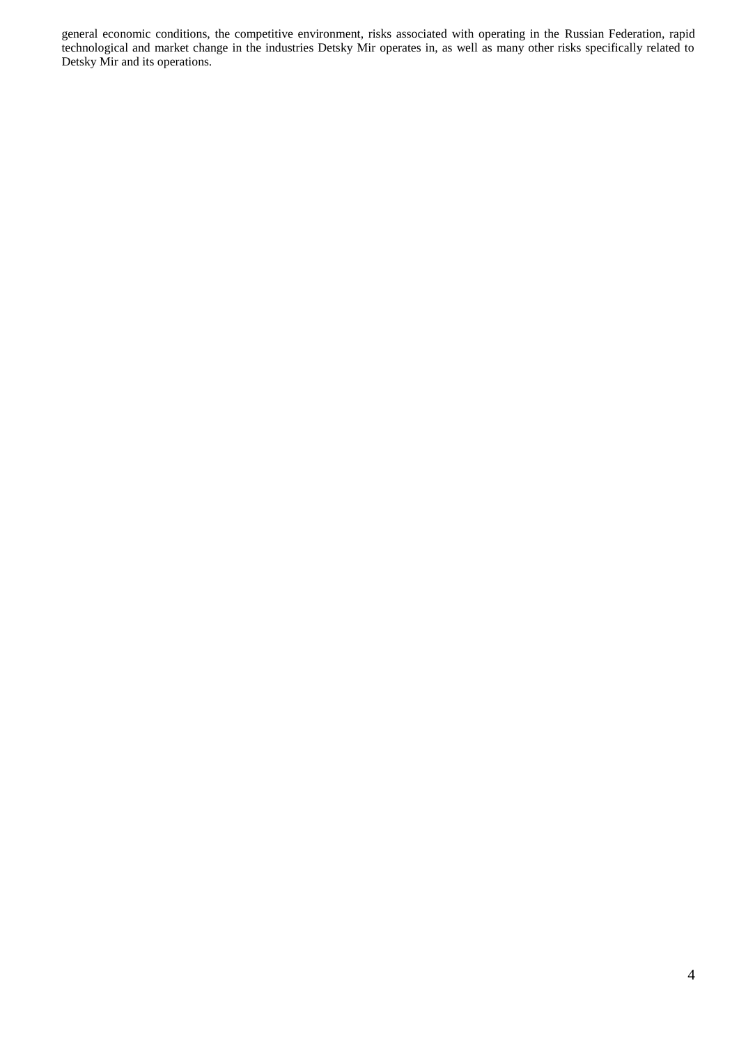general economic conditions, the competitive environment, risks associated with operating in the Russian Federation, rapid technological and market change in the industries Detsky Mir operates in, as well as many other risks specifically related to Detsky Mir and its operations.